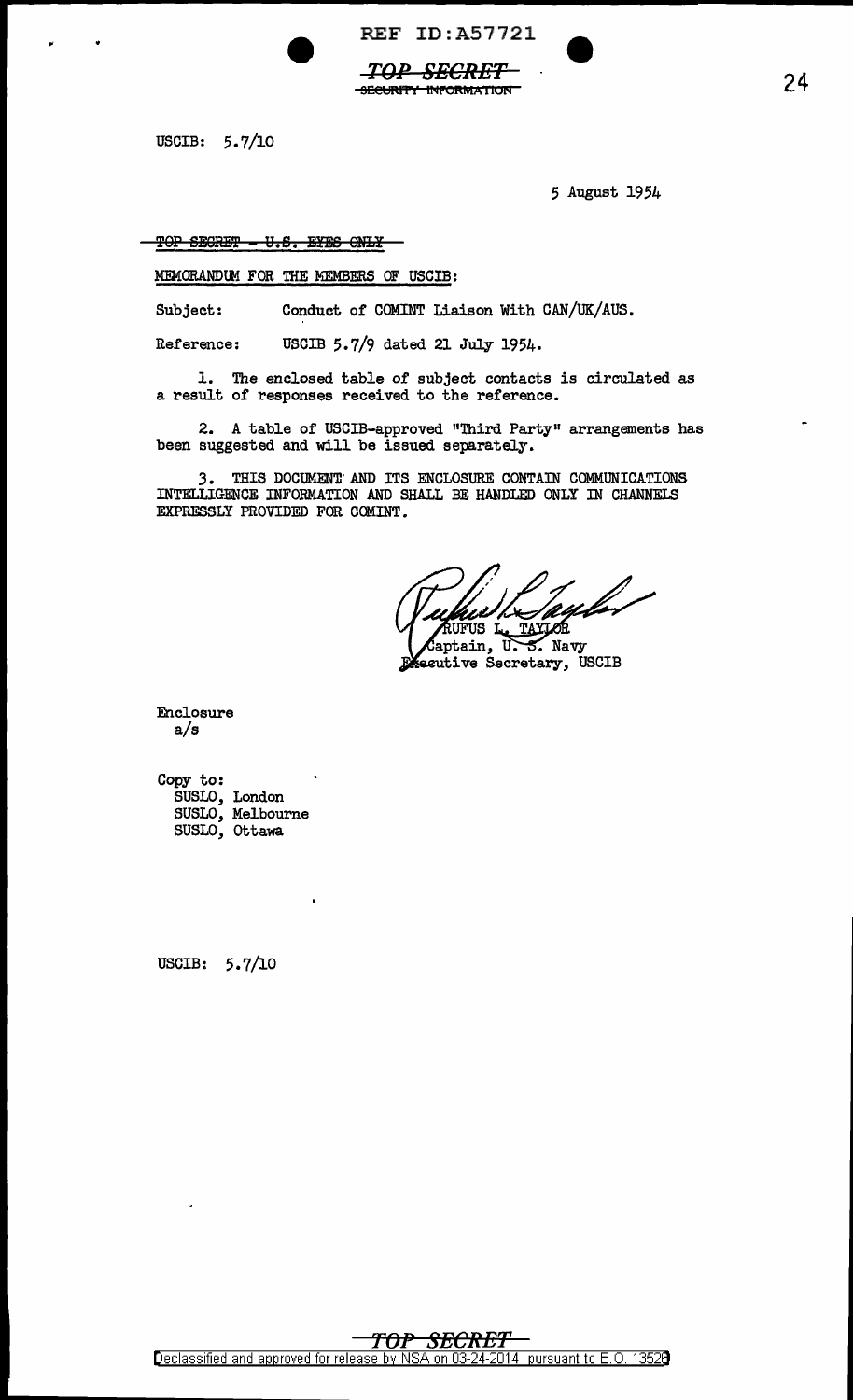REF ID:A57721

~~TOP SECRET~~
~~SECURITY INFORMATION~~

USCIB: 5.7/10

5 August 1954

~~TOP SECRET - U.S. EYES ONLY~~

MEMORANDUM FOR THE MEMBERS OF USCIB:

Subject: Conduct of COMINT Liaison With CAN/UK/AUS.

Reference: USCIB 5.7/9 dated 21 July 1954.

1. The enclosed table of subject contacts is circulated as a result of responses received to the reference.

2. A table of USCIB-approved "Third Party" arrangements has been suggested and will be issued separately.

3. THIS DOCUMENT AND ITS ENCLOSURE CONTAIN COMMUNICATIONS INTELLIGENCE INFORMATION AND SHALL BE HANDLED ONLY IN CHANNELS EXPRESSLY PROVIDED FOR COMINT.

RUFUS L. TAYLOR
Captain, U. S. Navy
Executive Secretary, USCIB

Enclosure
a/s

Copy to:
SUSLO, London
SUSLO, Melbourne
SUSLO, Ottawa

USCIB: 5.7/10

~~TOP SECRET~~

Declassified and approved for release by NSA on 03-24-2014 pursuant to E.O. 13526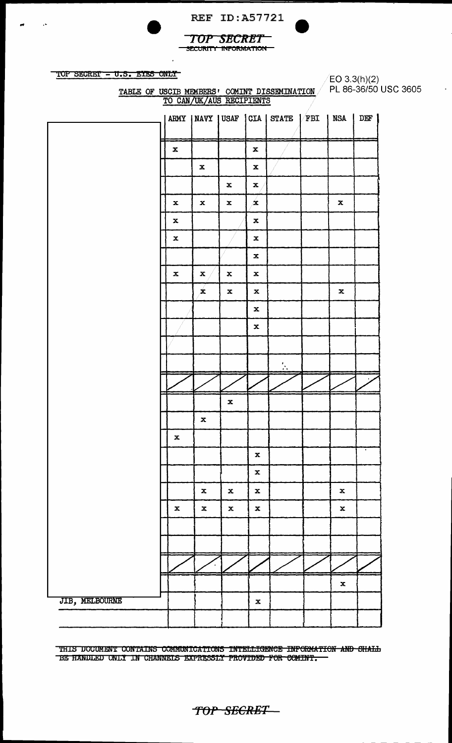REF ID:A57721

*TOP SECRET*
SECURITY INFORMATION

TOP SECRET - U.S. EYES ONLY

EO 3.3(h)(2)
PL 86-36/50 USC 3605

TABLE OF USCIB MEMBERS' COMINT DISSEMINATION TO CAN/UK/AUS RECIPIENTS

| | ARMY | NAVY | USAF | CIA | STATE | FBI | NSA | DEF |
|---|---|---|---|---|---|---|---|---|
| | x | | | x | | | | |
| | | x | | x | | | | |
| | | | x | x | | | | |
| | x | x | x | x | | | x | |
| | x | | | x | | | | |
| | x | | | x | | | | |
| | | | | x | | | | |
| | x | x | x | x | | | | |
| | | x | x | x | | | x | |
| | | | | x | | | | |
| | | | | x | | | | |
| | | | | | | | | |
| | | | | | | | | |
| | / | / | / | / | / | / | / | / |
| | | | x | | | | | |
| | | x | | | | | | |
| | x | | | | | | | |
| | | | | x | | | | |
| | | | | x | | | | |
| | | x | x | x | | | x | |
| | x | x | x | x | | | x | |
| | | | | | | | | |
| | | | | | | | | |
| | / | / | / | / | / | / | / | / |
| | | | | | | | x | |
| JIB, MELBOURNE | | | | x | | | | |
| | | | | | | | | |

~~THIS DOCUMENT CONTAINS COMMUNICATIONS INTELLIGENCE INFORMATION AND SHALL BE HANDLED ONLY IN CHANNELS EXPRESSLY PROVIDED FOR COMINT.~~

*TOP SECRET*